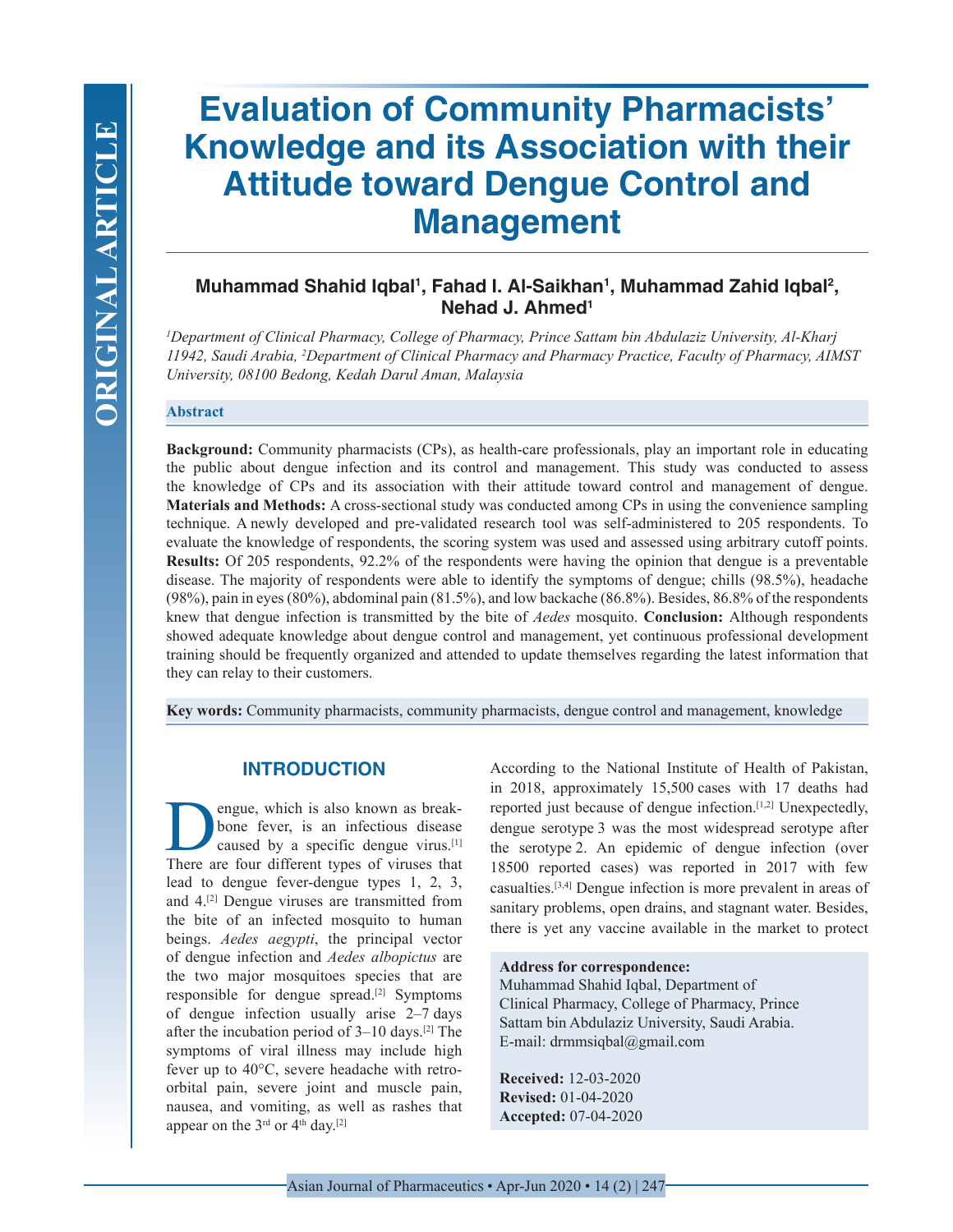# Evaluation of Community Pharmacists' Knowledge and its Association with their Attitude toward Dengue Control and Management

**Muhammad Shahid Iqbal[1], Fahad I. Al-Saikhan[1], Muhammad Zahid Iqbal[2], Nehad J. Ahmed[1]**

*[1]Department of Clinical Pharmacy, College of Pharmacy, Prince Sattam bin Abdulaziz University, Al-Kharj 11942, Saudi Arabia, [2]Department of Clinical Pharmacy and Pharmacy Practice, Faculty of Pharmacy, AIMST University, 08100 Bedong, Kedah Darul Aman, Malaysia*

### Abstract

**Background:** Community pharmacists (CPs), as health-care professionals, play an important role in educating the public about dengue infection and its control and management. This study was conducted to assess the knowledge of CPs and its association with their attitude toward control and management of dengue. **Materials and Methods:** A cross-sectional study was conducted among CPs in using the convenience sampling technique. A newly developed and pre-validated research tool was self-administered to 205 respondents. To evaluate the knowledge of respondents, the scoring system was used and assessed using arbitrary cutoff points. **Results:** Of 205 respondents, 92.2% of the respondents were having the opinion that dengue is a preventable disease. The majority of respondents were able to identify the symptoms of dengue; chills (98.5%), headache (98%), pain in eyes (80%), abdominal pain (81.5%), and low backache (86.8%). Besides, 86.8% of the respondents knew that dengue infection is transmitted by the bite of *Aedes* mosquito. **Conclusion:** Although respondents showed adequate knowledge about dengue control and management, yet continuous professional development training should be frequently organized and attended to update themselves regarding the latest information that they can relay to their customers.

**Key words:** Community pharmacists, community pharmacists, dengue control and management, knowledge

## INTRODUCTION

Dengue, which is also known as break-bone fever, is an infectious disease caused by a specific dengue virus.[1] There are four different types of viruses that lead to dengue fever-dengue types 1, 2, 3, and 4.[2] Dengue viruses are transmitted from the bite of an infected mosquito to human beings. *Aedes aegypti*, the principal vector of dengue infection and *Aedes albopictus* are the two major mosquitoes species that are responsible for dengue spread.[2] Symptoms of dengue infection usually arise 2–7 days after the incubation period of 3–10 days.[2] The symptoms of viral illness may include high fever up to 40°C, severe headache with retro-orbital pain, severe joint and muscle pain, nausea, and vomiting, as well as rashes that appear on the 3rd or 4th day.[2]

According to the National Institute of Health of Pakistan, in 2018, approximately 15,500 cases with 17 deaths had reported just because of dengue infection.[1,2] Unexpectedly, dengue serotype 3 was the most widespread serotype after the serotype 2. An epidemic of dengue infection (over 18500 reported cases) was reported in 2017 with few casualties.[3,4] Dengue infection is more prevalent in areas of sanitary problems, open drains, and stagnant water. Besides, there is yet any vaccine available in the market to protect

**Address for correspondence:**
Muhammad Shahid Iqbal, Department of Clinical Pharmacy, College of Pharmacy, Prince Sattam bin Abdulaziz University, Saudi Arabia.
E-mail: drmmsiqbal@gmail.com

**Received:** 12-03-2020
**Revised:** 01-04-2020
**Accepted:** 07-04-2020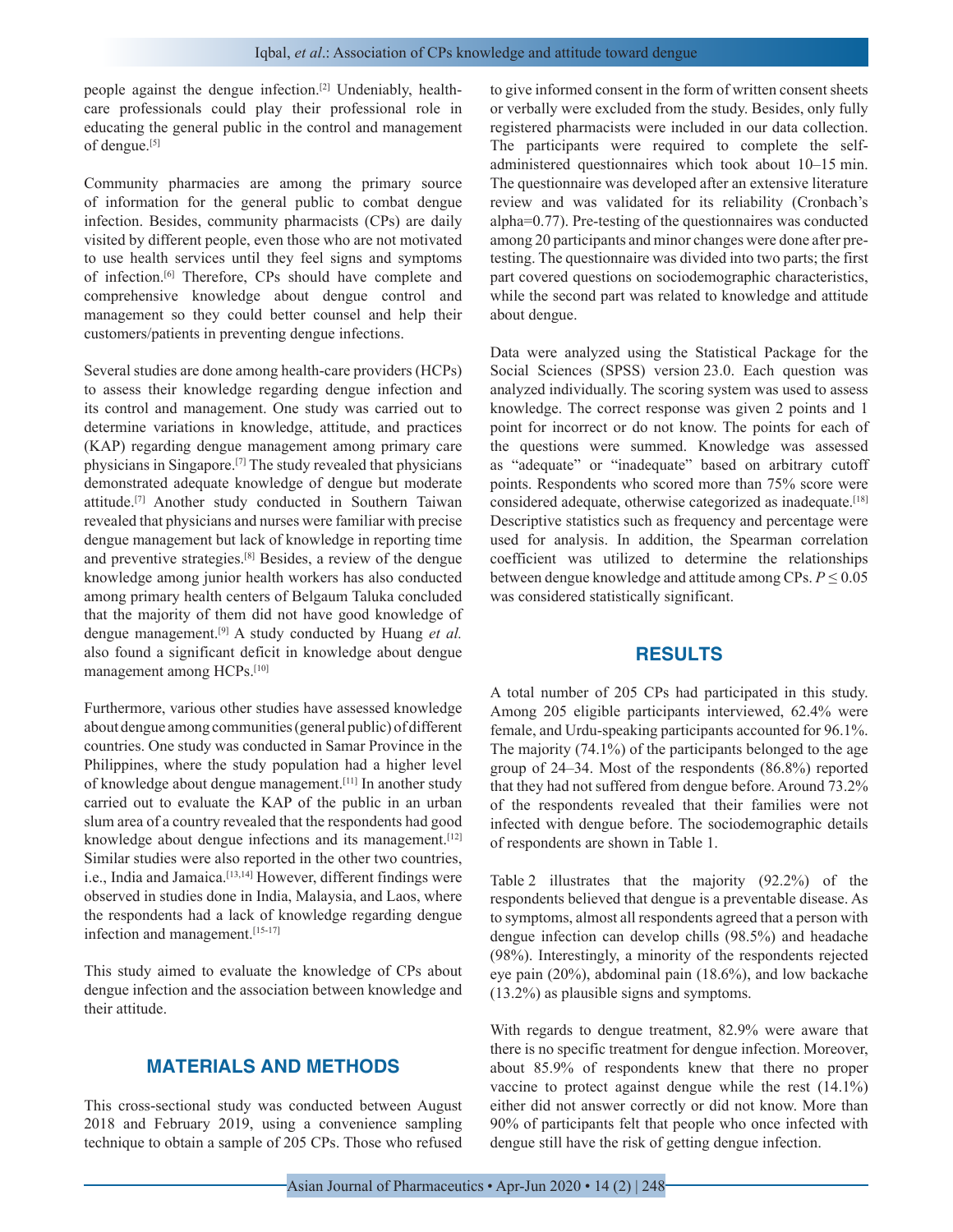people against the dengue infection.[2] Undeniably, health-care professionals could play their professional role in educating the general public in the control and management of dengue.[5]

Community pharmacies are among the primary source of information for the general public to combat dengue infection. Besides, community pharmacists (CPs) are daily visited by different people, even those who are not motivated to use health services until they feel signs and symptoms of infection.[6] Therefore, CPs should have complete and comprehensive knowledge about dengue control and management so they could better counsel and help their customers/patients in preventing dengue infections.

Several studies are done among health-care providers (HCPs) to assess their knowledge regarding dengue infection and its control and management. One study was carried out to determine variations in knowledge, attitude, and practices (KAP) regarding dengue management among primary care physicians in Singapore.[7] The study revealed that physicians demonstrated adequate knowledge of dengue but moderate attitude.[7] Another study conducted in Southern Taiwan revealed that physicians and nurses were familiar with precise dengue management but lack of knowledge in reporting time and preventive strategies.[8] Besides, a review of the dengue knowledge among junior health workers has also conducted among primary health centers of Belgaum Taluka concluded that the majority of them did not have good knowledge of dengue management.[9] A study conducted by Huang *et al.* also found a significant deficit in knowledge about dengue management among HCPs.[10]

Furthermore, various other studies have assessed knowledge about dengue among communities (general public) of different countries. One study was conducted in Samar Province in the Philippines, where the study population had a higher level of knowledge about dengue management.[11] In another study carried out to evaluate the KAP of the public in an urban slum area of a country revealed that the respondents had good knowledge about dengue infections and its management.[12] Similar studies were also reported in the other two countries, i.e., India and Jamaica.[13,14] However, different findings were observed in studies done in India, Malaysia, and Laos, where the respondents had a lack of knowledge regarding dengue infection and management.[15-17]

This study aimed to evaluate the knowledge of CPs about dengue infection and the association between knowledge and their attitude.

## MATERIALS AND METHODS

This cross-sectional study was conducted between August 2018 and February 2019, using a convenience sampling technique to obtain a sample of 205 CPs. Those who refused to give informed consent in the form of written consent sheets or verbally were excluded from the study. Besides, only fully registered pharmacists were included in our data collection. The participants were required to complete the self-administered questionnaires which took about 10–15 min. The questionnaire was developed after an extensive literature review and was validated for its reliability (Cronbach's alpha=0.77). Pre-testing of the questionnaires was conducted among 20 participants and minor changes were done after pre-testing. The questionnaire was divided into two parts; the first part covered questions on sociodemographic characteristics, while the second part was related to knowledge and attitude about dengue.

Data were analyzed using the Statistical Package for the Social Sciences (SPSS) version 23.0. Each question was analyzed individually. The scoring system was used to assess knowledge. The correct response was given 2 points and 1 point for incorrect or do not know. The points for each of the questions were summed. Knowledge was assessed as "adequate" or "inadequate" based on arbitrary cutoff points. Respondents who scored more than 75% score were considered adequate, otherwise categorized as inadequate.[18] Descriptive statistics such as frequency and percentage were used for analysis. In addition, the Spearman correlation coefficient was utilized to determine the relationships between dengue knowledge and attitude among CPs. $P \leq 0.05$ was considered statistically significant.

## RESULTS

A total number of 205 CPs had participated in this study. Among 205 eligible participants interviewed, 62.4% were female, and Urdu-speaking participants accounted for 96.1%. The majority (74.1%) of the participants belonged to the age group of 24–34. Most of the respondents (86.8%) reported that they had not suffered from dengue before. Around 73.2% of the respondents revealed that their families were not infected with dengue before. The sociodemographic details of respondents are shown in Table 1.

Table 2 illustrates that the majority (92.2%) of the respondents believed that dengue is a preventable disease. As to symptoms, almost all respondents agreed that a person with dengue infection can develop chills (98.5%) and headache (98%). Interestingly, a minority of the respondents rejected eye pain (20%), abdominal pain (18.6%), and low backache (13.2%) as plausible signs and symptoms.

With regards to dengue treatment, 82.9% were aware that there is no specific treatment for dengue infection. Moreover, about 85.9% of respondents knew that there no proper vaccine to protect against dengue while the rest (14.1%) either did not answer correctly or did not know. More than 90% of participants felt that people who once infected with dengue still have the risk of getting dengue infection.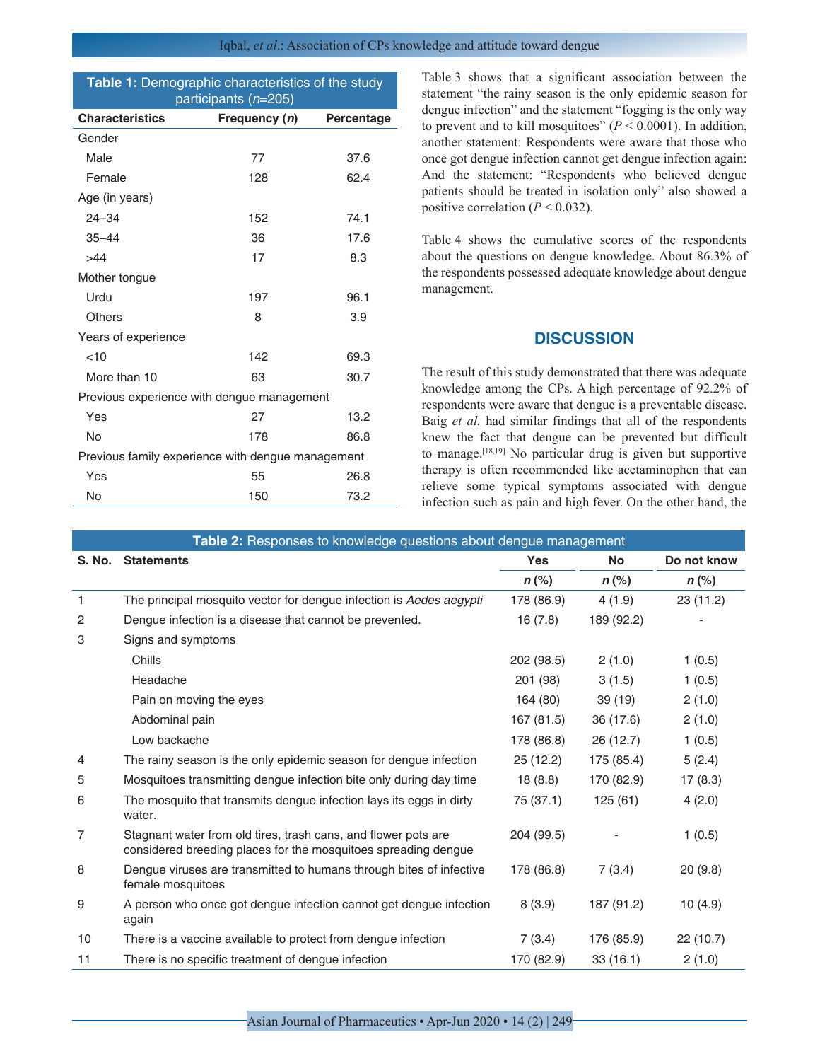**Table 1:** Demographic characteristics of the study participants ($n$=205)

| Characteristics | Frequency ($n$) | Percentage |
|---|---|---|
| Gender | | |
| Male | 77 | 37.6 |
| Female | 128 | 62.4 |
| Age (in years) | | |
| 24–34 | 152 | 74.1 |
| 35–44 | 36 | 17.6 |
| >44 | 17 | 8.3 |
| Mother tongue | | |
| Urdu | 197 | 96.1 |
| Others | 8 | 3.9 |
| Years of experience | | |
| <10 | 142 | 69.3 |
| More than 10 | 63 | 30.7 |
| Previous experience with dengue management | | |
| Yes | 27 | 13.2 |
| No | 178 | 86.8 |
| Previous family experience with dengue management | | |
| Yes | 55 | 26.8 |
| No | 150 | 73.2 |

Table 3 shows that a significant association between the statement "the rainy season is the only epidemic season for dengue infection" and the statement "fogging is the only way to prevent and to kill mosquitoes" ($P < 0.0001$). In addition, another statement: Respondents were aware that those who once got dengue infection cannot get dengue infection again: And the statement: "Respondents who believed dengue patients should be treated in isolation only" also showed a positive correlation ($P < 0.032$).

Table 4 shows the cumulative scores of the respondents about the questions on dengue knowledge. About 86.3% of the respondents possessed adequate knowledge about dengue management.

## DISCUSSION

The result of this study demonstrated that there was adequate knowledge among the CPs. A high percentage of 92.2% of respondents were aware that dengue is a preventable disease. Baig *et al.* had similar findings that all of the respondents knew the fact that dengue can be prevented but difficult to manage.[18,19] No particular drug is given but supportive therapy is often recommended like acetaminophen that can relieve some typical symptoms associated with dengue infection such as pain and high fever. On the other hand, the

**Table 2:** Responses to knowledge questions about dengue management

| S. No. | Statements | Yes | No | Do not know |
|---|---|---|---|---|
| | | $n$ (%) | $n$ (%) | $n$ (%) |
| 1 | The principal mosquito vector for dengue infection is *Aedes aegypti* | 178 (86.9) | 4 (1.9) | 23 (11.2) |
| 2 | Dengue infection is a disease that cannot be prevented. | 16 (7.8) | 189 (92.2) | - |
| 3 | Signs and symptoms | | | |
| | Chills | 202 (98.5) | 2 (1.0) | 1 (0.5) |
| | Headache | 201 (98) | 3 (1.5) | 1 (0.5) |
| | Pain on moving the eyes | 164 (80) | 39 (19) | 2 (1.0) |
| | Abdominal pain | 167 (81.5) | 36 (17.6) | 2 (1.0) |
| | Low backache | 178 (86.8) | 26 (12.7) | 1 (0.5) |
| 4 | The rainy season is the only epidemic season for dengue infection | 25 (12.2) | 175 (85.4) | 5 (2.4) |
| 5 | Mosquitoes transmitting dengue infection bite only during day time | 18 (8.8) | 170 (82.9) | 17 (8.3) |
| 6 | The mosquito that transmits dengue infection lays its eggs in dirty water. | 75 (37.1) | 125 (61) | 4 (2.0) |
| 7 | Stagnant water from old tires, trash cans, and flower pots are considered breeding places for the mosquitoes spreading dengue | 204 (99.5) | - | 1 (0.5) |
| 8 | Dengue viruses are transmitted to humans through bites of infective female mosquitoes | 178 (86.8) | 7 (3.4) | 20 (9.8) |
| 9 | A person who once got dengue infection cannot get dengue infection again | 8 (3.9) | 187 (91.2) | 10 (4.9) |
| 10 | There is a vaccine available to protect from dengue infection | 7 (3.4) | 176 (85.9) | 22 (10.7) |
| 11 | There is no specific treatment of dengue infection | 170 (82.9) | 33 (16.1) | 2 (1.0) |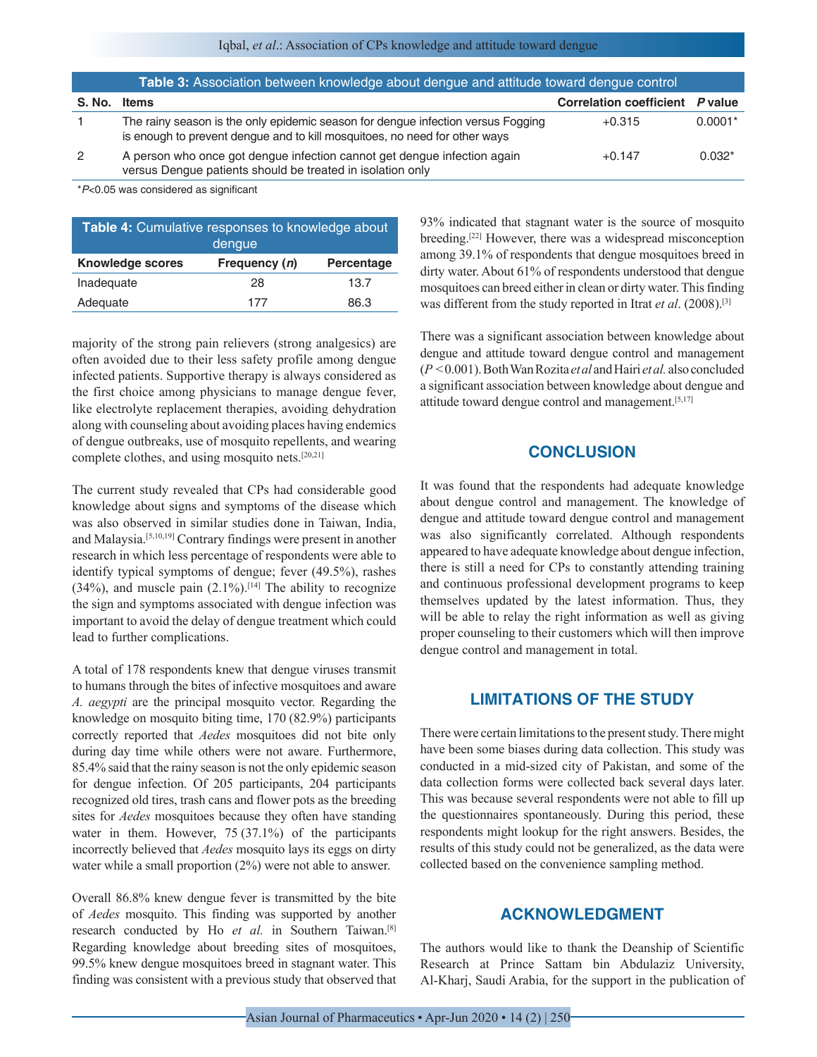**Table 3: Association between knowledge about dengue and attitude toward dengue control**

| S. No. | Items | Correlation coefficient | P value |
|---|---|---|---|
| 1 | The rainy season is the only epidemic season for dengue infection versus Fogging is enough to prevent dengue and to kill mosquitoes, no need for other ways | +0.315 | 0.0001* |
| 2 | A person who once got dengue infection cannot get dengue infection again versus Dengue patients should be treated in isolation only | +0.147 | 0.032* |

*$P<0.05$ was considered as significant

**Table 4: Cumulative responses to knowledge about dengue**

| Knowledge scores | Frequency (*n*) | Percentage |
|---|---|---|
| Inadequate | 28 | 13.7 |
| Adequate | 177 | 86.3 |

majority of the strong pain relievers (strong analgesics) are often avoided due to their less safety profile among dengue infected patients. Supportive therapy is always considered as the first choice among physicians to manage dengue fever, like electrolyte replacement therapies, avoiding dehydration along with counseling about avoiding places having endemics of dengue outbreaks, use of mosquito repellents, and wearing complete clothes, and using mosquito nets.[20,21]

The current study revealed that CPs had considerable good knowledge about signs and symptoms of the disease which was also observed in similar studies done in Taiwan, India, and Malaysia.[5,10,19] Contrary findings were present in another research in which less percentage of respondents were able to identify typical symptoms of dengue; fever (49.5%), rashes (34%), and muscle pain (2.1%).[14] The ability to recognize the sign and symptoms associated with dengue infection was important to avoid the delay of dengue treatment which could lead to further complications.

A total of 178 respondents knew that dengue viruses transmit to humans through the bites of infective mosquitoes and aware *A. aegypti* are the principal mosquito vector. Regarding the knowledge on mosquito biting time, 170 (82.9%) participants correctly reported that *Aedes* mosquitoes did not bite only during day time while others were not aware. Furthermore, 85.4% said that the rainy season is not the only epidemic season for dengue infection. Of 205 participants, 204 participants recognized old tires, trash cans and flower pots as the breeding sites for *Aedes* mosquitoes because they often have standing water in them. However, 75 (37.1%) of the participants incorrectly believed that *Aedes* mosquito lays its eggs on dirty water while a small proportion (2%) were not able to answer.

Overall 86.8% knew dengue fever is transmitted by the bite of *Aedes* mosquito. This finding was supported by another research conducted by Ho *et al.* in Southern Taiwan.[8] Regarding knowledge about breeding sites of mosquitoes, 99.5% knew dengue mosquitoes breed in stagnant water. This finding was consistent with a previous study that observed that 93% indicated that stagnant water is the source of mosquito breeding.[22] However, there was a widespread misconception among 39.1% of respondents that dengue mosquitoes breed in dirty water. About 61% of respondents understood that dengue mosquitoes can breed either in clean or dirty water. This finding was different from the study reported in Itrat *et al*. (2008).[3]

There was a significant association between knowledge about dengue and attitude toward dengue control and management ($P<0.001$). Both Wan Rozita *et al* and Hairi *et al.* also concluded a significant association between knowledge about dengue and attitude toward dengue control and management.[5,17]

## CONCLUSION

It was found that the respondents had adequate knowledge about dengue control and management. The knowledge of dengue and attitude toward dengue control and management was also significantly correlated. Although respondents appeared to have adequate knowledge about dengue infection, there is still a need for CPs to constantly attending training and continuous professional development programs to keep themselves updated by the latest information. Thus, they will be able to relay the right information as well as giving proper counseling to their customers which will then improve dengue control and management in total.

## LIMITATIONS OF THE STUDY

There were certain limitations to the present study. There might have been some biases during data collection. This study was conducted in a mid-sized city of Pakistan, and some of the data collection forms were collected back several days later. This was because several respondents were not able to fill up the questionnaires spontaneously. During this period, these respondents might lookup for the right answers. Besides, the results of this study could not be generalized, as the data were collected based on the convenience sampling method.

## ACKNOWLEDGMENT

The authors would like to thank the Deanship of Scientific Research at Prince Sattam bin Abdulaziz University, Al-Kharj, Saudi Arabia, for the support in the publication of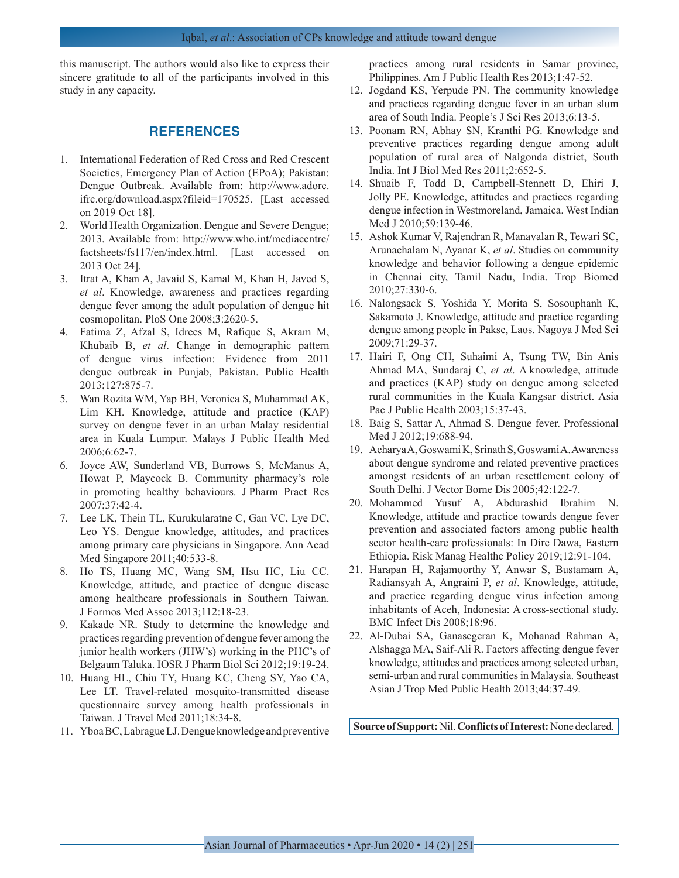this manuscript. The authors would also like to express their sincere gratitude to all of the participants involved in this study in any capacity.

## REFERENCES

1. International Federation of Red Cross and Red Crescent Societies, Emergency Plan of Action (EPoA); Pakistan: Dengue Outbreak. Available from: http://www.adore.ifrc.org/download.aspx?fileid=170525. [Last accessed on 2019 Oct 18].
2. World Health Organization. Dengue and Severe Dengue; 2013. Available from: http://www.who.int/mediacentre/factsheets/fs117/en/index.html. [Last accessed on 2013 Oct 24].
3. Itrat A, Khan A, Javaid S, Kamal M, Khan H, Javed S, *et al*. Knowledge, awareness and practices regarding dengue fever among the adult population of dengue hit cosmopolitan. PloS One 2008;3:2620-5.
4. Fatima Z, Afzal S, Idrees M, Rafique S, Akram M, Khubaib B, *et al*. Change in demographic pattern of dengue virus infection: Evidence from 2011 dengue outbreak in Punjab, Pakistan. Public Health 2013;127:875-7.
5. Wan Rozita WM, Yap BH, Veronica S, Muhammad AK, Lim KH. Knowledge, attitude and practice (KAP) survey on dengue fever in an urban Malay residential area in Kuala Lumpur. Malays J Public Health Med 2006;6:62-7.
6. Joyce AW, Sunderland VB, Burrows S, McManus A, Howat P, Maycock B. Community pharmacy's role in promoting healthy behaviours. J Pharm Pract Res 2007;37:42-4.
7. Lee LK, Thein TL, Kurukularatne C, Gan VC, Lye DC, Leo YS. Dengue knowledge, attitudes, and practices among primary care physicians in Singapore. Ann Acad Med Singapore 2011;40:533-8.
8. Ho TS, Huang MC, Wang SM, Hsu HC, Liu CC. Knowledge, attitude, and practice of dengue disease among healthcare professionals in Southern Taiwan. J Formos Med Assoc 2013;112:18-23.
9. Kakade NR. Study to determine the knowledge and practices regarding prevention of dengue fever among the junior health workers (JHW's) working in the PHC's of Belgaum Taluka. IOSR J Pharm Biol Sci 2012;19:19-24.
10. Huang HL, Chiu TY, Huang KC, Cheng SY, Yao CA, Lee LT. Travel-related mosquito-transmitted disease questionnaire survey among health professionals in Taiwan. J Travel Med 2011;18:34-8.
11. Yboa BC, Labrague LJ. Dengue knowledge and preventive practices among rural residents in Samar province, Philippines. Am J Public Health Res 2013;1:47-52.
12. Jogdand KS, Yerpude PN. The community knowledge and practices regarding dengue fever in an urban slum area of South India. People's J Sci Res 2013;6:13-5.
13. Poonam RN, Abhay SN, Kranthi PG. Knowledge and preventive practices regarding dengue among adult population of rural area of Nalgonda district, South India. Int J Biol Med Res 2011;2:652-5.
14. Shuaib F, Todd D, Campbell-Stennett D, Ehiri J, Jolly PE. Knowledge, attitudes and practices regarding dengue infection in Westmoreland, Jamaica. West Indian Med J 2010;59:139-46.
15. Ashok Kumar V, Rajendran R, Manavalan R, Tewari SC, Arunachalam N, Ayanar K, *et al*. Studies on community knowledge and behavior following a dengue epidemic in Chennai city, Tamil Nadu, India. Trop Biomed 2010;27:330-6.
16. Nalongsack S, Yoshida Y, Morita S, Sosouphanh K, Sakamoto J. Knowledge, attitude and practice regarding dengue among people in Pakse, Laos. Nagoya J Med Sci 2009;71:29-37.
17. Hairi F, Ong CH, Suhaimi A, Tsung TW, Bin Anis Ahmad MA, Sundaraj C, *et al*. A knowledge, attitude and practices (KAP) study on dengue among selected rural communities in the Kuala Kangsar district. Asia Pac J Public Health 2003;15:37-43.
18. Baig S, Sattar A, Ahmad S. Dengue fever. Professional Med J 2012;19:688-94.
19. Acharya A, Goswami K, Srinath S, Goswami A. Awareness about dengue syndrome and related preventive practices amongst residents of an urban resettlement colony of South Delhi. J Vector Borne Dis 2005;42:122-7.
20. Mohammed Yusuf A, Abdurashid Ibrahim N. Knowledge, attitude and practice towards dengue fever prevention and associated factors among public health sector health-care professionals: In Dire Dawa, Eastern Ethiopia. Risk Manag Healthc Policy 2019;12:91-104.
21. Harapan H, Rajamoorthy Y, Anwar S, Bustamam A, Radiansyah A, Angraini P, *et al*. Knowledge, attitude, and practice regarding dengue virus infection among inhabitants of Aceh, Indonesia: A cross-sectional study. BMC Infect Dis 2008;18:96.
22. Al-Dubai SA, Ganasegeran K, Mohanad Rahman A, Alshagga MA, Saif-Ali R. Factors affecting dengue fever knowledge, attitudes and practices among selected urban, semi-urban and rural communities in Malaysia. Southeast Asian J Trop Med Public Health 2013;44:37-49.

**Source of Support:** Nil. **Conflicts of Interest:** None declared.